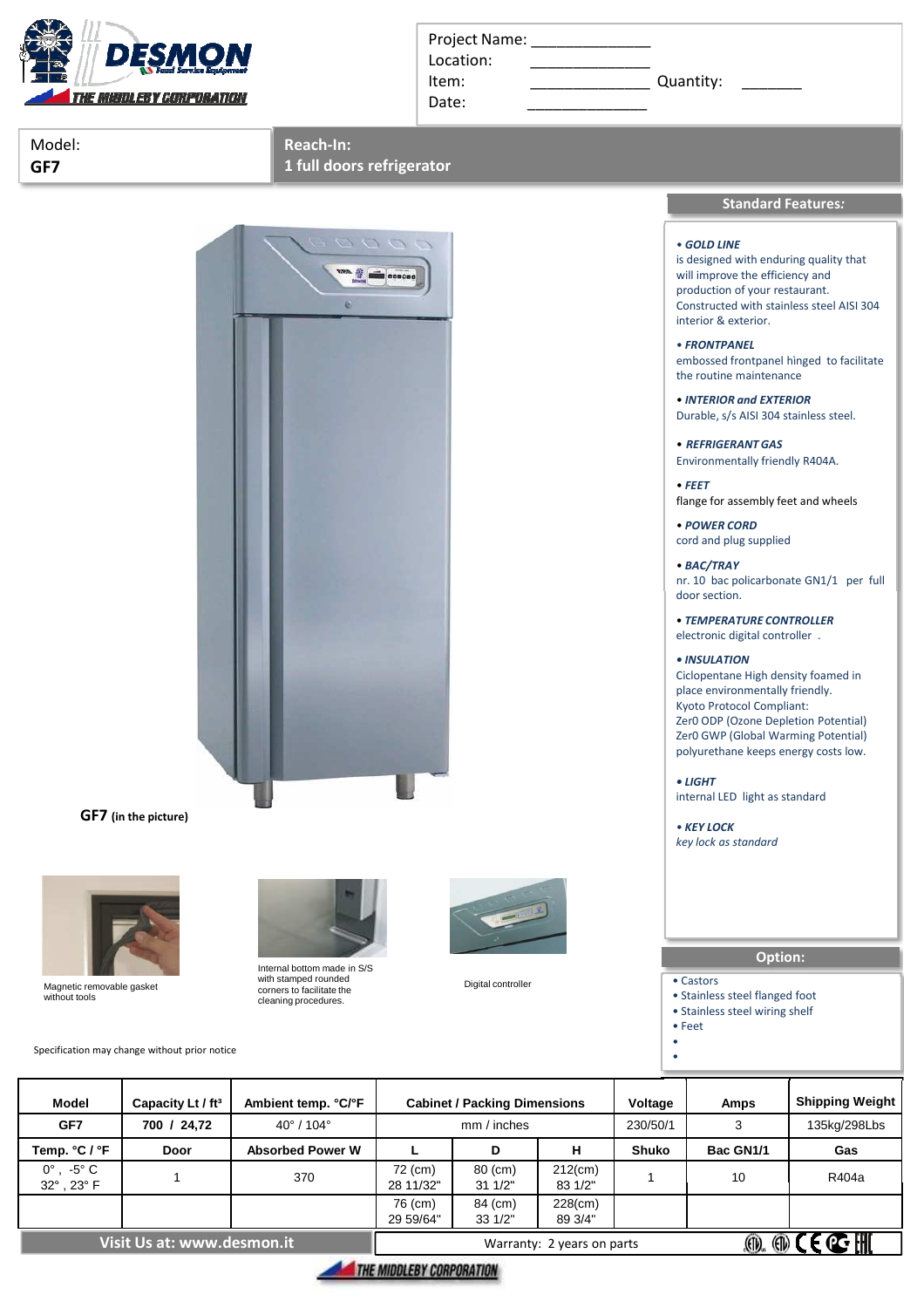DESMON Food Service Equipment

THE MIDDLEBY CORPORATION

Project Name: ______________
Location: ______________
Item: ______________ Quantity: _______
Date: ______________

| Model: | Reach-In: |
|---|---|
| **GF7** | **1 full doors refrigerator** |

**GF7** (in the picture)

Magnetic removable gasket without tools

Internal bottom made in S/S with stamped rounded corners to facilitate the cleaning procedures.

Digital controller

Specification may change without prior notice

## Standard Features:

• ***GOLD LINE***
is designed with enduring quality that will improve the efficiency and production of your restaurant. Constructed with stainless steel AISI 304 interior & exterior.

• ***FRONTPANEL***
embossed frontpanel hinged to facilitate the routine maintenance

• ***INTERIOR and EXTERIOR***
Durable, s/s AISI 304 stainless steel.

• ***REFRIGERANT GAS***
Environmentally friendly R404A.

• ***FEET***
flange for assembly feet and wheels

• ***POWER CORD***
cord and plug supplied

• ***BAC/TRAY***
nr. 10 bac policarbonate GN1/1 per full door section.

• ***TEMPERATURE CONTROLLER***
electronic digital controller .

• ***INSULATION***
Ciclopentane High density foamed in place environmentally friendly.
Kyoto Protocol Compliant:
Zer0 ODP (Ozone Depletion Potential)
Zer0 GWP (Global Warming Potential)
polyurethane keeps energy costs low.

• ***LIGHT***
internal LED light as standard

• ***KEY LOCK***
*key lock as standard*

## Option:

- Castors
- Stainless steel flanged foot
- Stainless steel wiring shelf
- Feet

| Model | Capacity Lt / ft³ | Ambient temp. °C/°F | Cabinet / Packing Dimensions | | | Voltage | Amps | Shipping Weight |
|---|---|---|---|---|---|---|---|---|
| GF7 | 700 / 24,72 | 40° / 104° | mm / inches | | | 230/50/1 | 3 | 135kg/298Lbs |
| Temp. °C / °F | Door | Absorbed Power W | L | D | H | Shuko | Bac GN1/1 | Gas |
| 0° , -5° C 32° , 23° F | 1 | 370 | 72 (cm) 28 11/32" | 80 (cm) 31 1/2" | 212(cm) 83 1/2" | 1 | 10 | R404a |
| | | | 76 (cm) 29 59/64" | 84 (cm) 33 1/2" | 228(cm) 89 3/4" | | | |

Visit Us at: www.desmon.it

Warranty: 2 years on parts

THE MIDDLEBY CORPORATION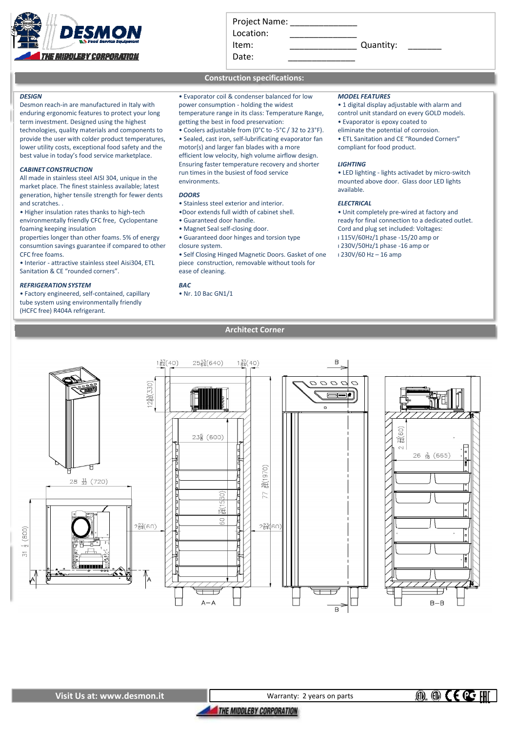| | |
|---|---|
| Project Name: | _____________ |
| Location: | _____________ |
| Item: | _____________ Quantity: _______ |
| Date: | _____________ |

## Construction specifications:

### *DESIGN*

Desmon reach-in are manufactured in Italy with enduring ergonomic features to protect your long term investment. Designed using the highest technologies, quality materials and components to provide the user with colder product temperatures, lower utility costs, exceptional food safety and the best value in today's food service marketplace.

### *CABINET CONSTRUCTION*

All made in stainless steel AISI 304, unique in the market place. The finest stainless available; latest generation, higher tensile strength for fewer dents and scratches. .

- Higher insulation rates thanks to high-tech environmentally friendly CFC free, Cyclopentane foaming keeping insulation properties longer than other foams. 5% of energy consumtion savings guarantee if compared to other CFC free foams.
- Interior - attractive stainless steel Aisi304, ETL Sanitation & CE "rounded corners".

### *REFRIGERATION SYSTEM*

- Factory engineered, self-contained, capillary tube system using environmentally friendly (HCFC free) R404A refrigerant.
- Evaporator coil & condenser balanced for low power consumption - holding the widest temperature range in its class: Temperature Range, getting the best in food preservation:
- Coolers adjustable from (0°C to -5°C / 32 to 23°F).
- Sealed, cast iron, self-lubrificating evaporator fan motor(s) and larger fan blades with a more efficient low velocity, high volume airflow design. Ensuring faster temperature recovery and shorter run times in the busiest of food service environments.

### *DOORS*

- Stainless steel exterior and interior.
- Door extends full width of cabinet shell.
- Guaranteed door handle.
- Magnet Seal self-closing door.
- Guaranteed door hinges and torsion type closure system.
- Self Closing Hinged Magnetic Doors. Gasket of one piece construction, removable without tools for ease of cleaning.

### *BAC*

- Nr. 10 Bac GN1/1

### *MODEL FEATURES*

- 1 digital display adjustable with alarm and control unit standard on every GOLD models.
- Evaporator is epoxy coated to eliminate the potential of corrosion.
- ETL Sanitation and CE "Rounded Corners" compliant for food product.

### *LIGHTING*

- LED lighting - lights activadet by micro-switch mounted above door. Glass door LED lights available.

### *ELECTRICAL*

- Unit completely pre-wired at factory and ready for final connection to a dedicated outlet. Cord and plug set included: Voltages:
  - 115V/60Hz/1 phase -15/20 amp or
  - 230V/50Hz/1 phase -16 amp or
  - 230V/60 Hz – 16 amp

## Architect Corner

1 37/64(40) 25 13/64(640) 1 37/64(40)

12 63/64(330)

23 5/8 (600)

28 11/32 (720)

2 23/64(60) 60 15/64(1530) 77 35/64(1970) 2 23/64(60)

31 1/2 (800)

26 3/16 (665)

2 23/64(60)

A–A B–B

Visit Us at: www.desmon.it

Warranty: 2 years on parts